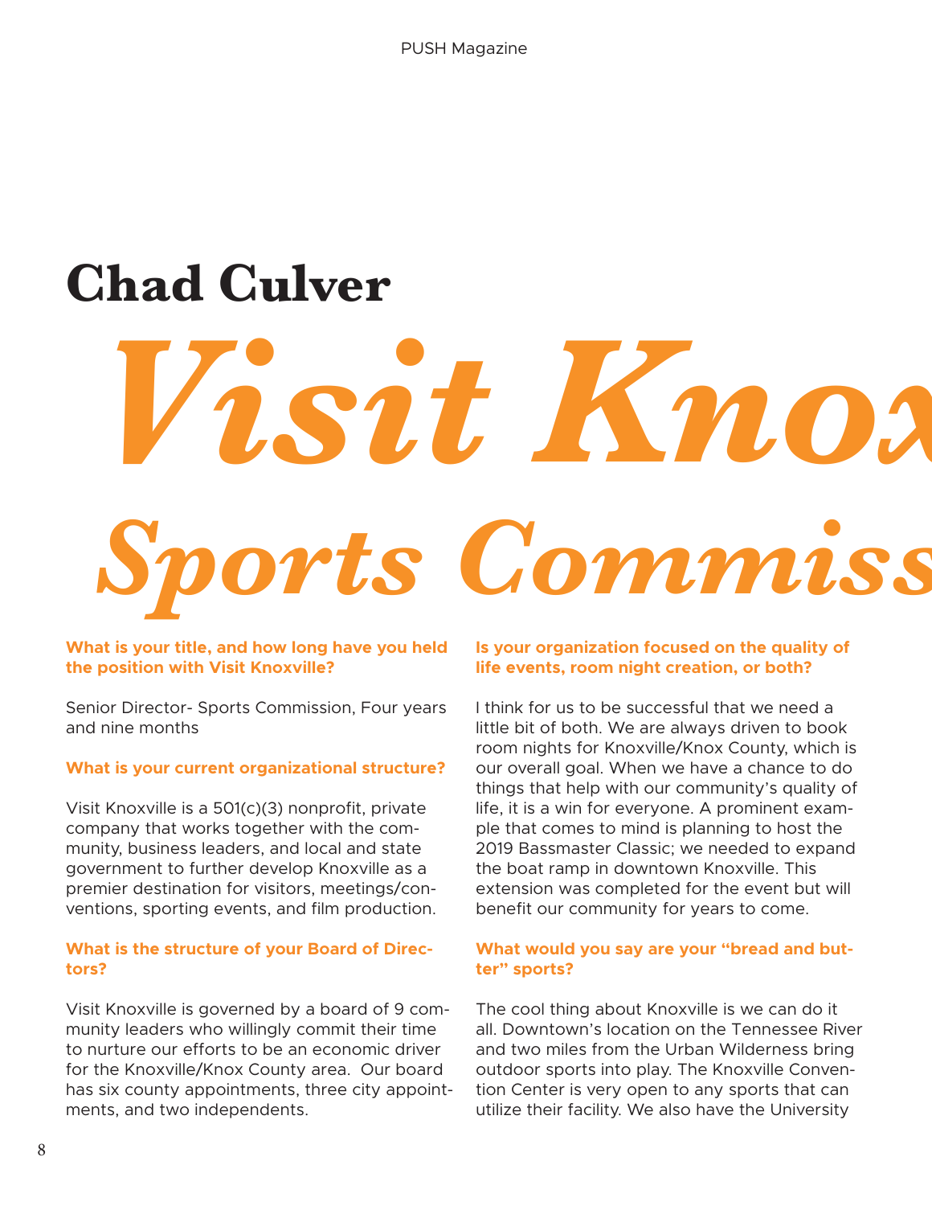# Chad Culver

# *Visit Knox*
# *Sports Commiss*

**What is your title, and how long have you held the position with Visit Knoxville?**

Senior Director- Sports Commission, Four years and nine months

**What is your current organizational structure?**

Visit Knoxville is a 501(c)(3) nonprofit, private company that works together with the community, business leaders, and local and state government to further develop Knoxville as a premier destination for visitors, meetings/conventions, sporting events, and film production.

**What is the structure of your Board of Directors?**

Visit Knoxville is governed by a board of 9 community leaders who willingly commit their time to nurture our efforts to be an economic driver for the Knoxville/Knox County area. Our board has six county appointments, three city appointments, and two independents.

**Is your organization focused on the quality of life events, room night creation, or both?**

I think for us to be successful that we need a little bit of both. We are always driven to book room nights for Knoxville/Knox County, which is our overall goal. When we have a chance to do things that help with our community's quality of life, it is a win for everyone. A prominent example that comes to mind is planning to host the 2019 Bassmaster Classic; we needed to expand the boat ramp in downtown Knoxville. This extension was completed for the event but will benefit our community for years to come.

**What would you say are your "bread and butter" sports?**

The cool thing about Knoxville is we can do it all. Downtown's location on the Tennessee River and two miles from the Urban Wilderness bring outdoor sports into play. The Knoxville Convention Center is very open to any sports that can utilize their facility. We also have the University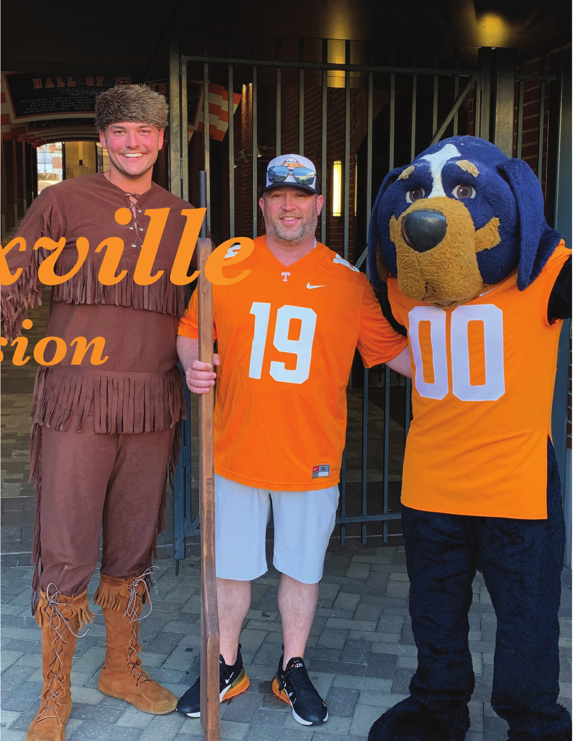# xville

# sion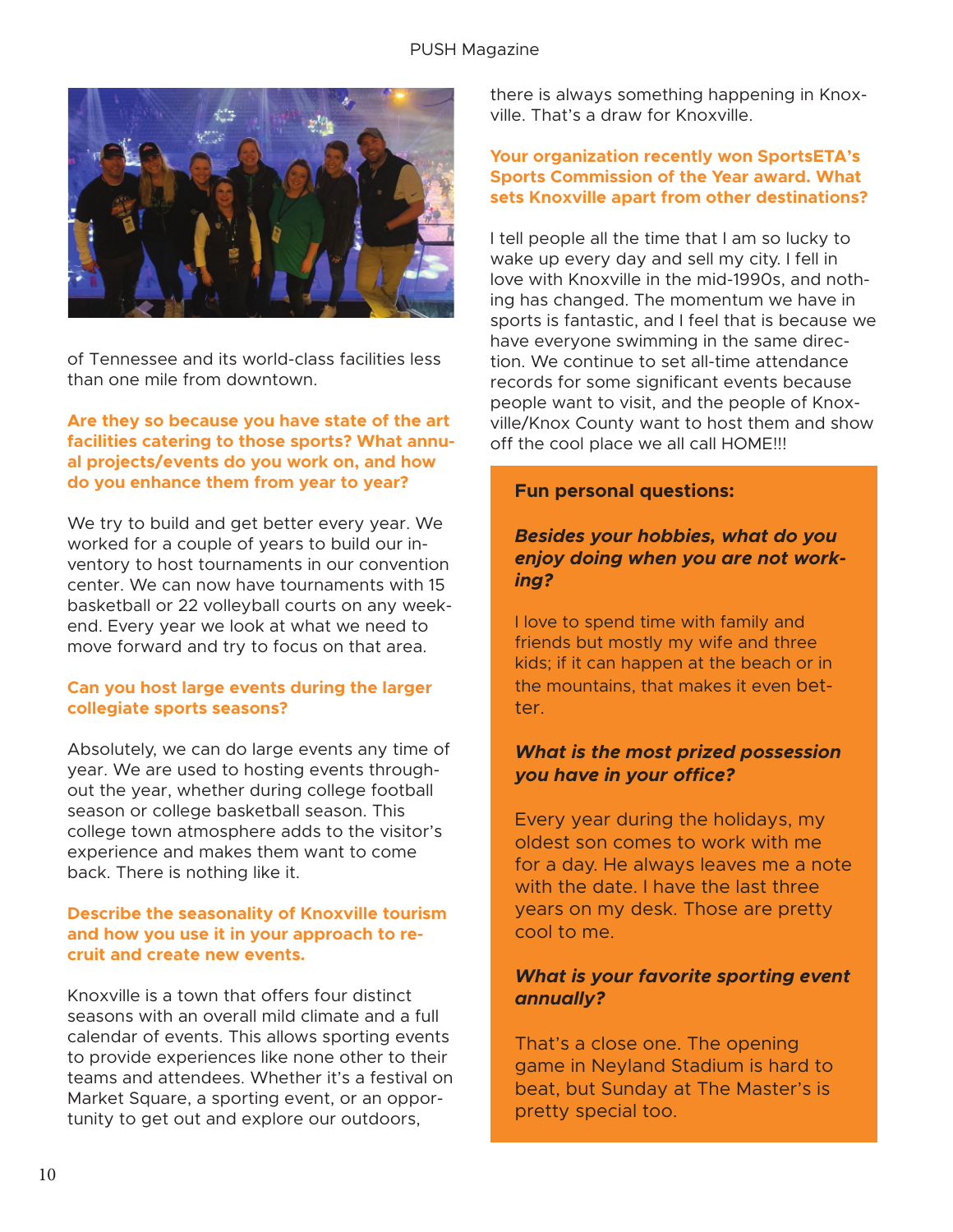of Tennessee and its world-class facilities less than one mile from downtown.

**Are they so because you have state of the art facilities catering to those sports? What annual projects/events do you work on, and how do you enhance them from year to year?**

We try to build and get better every year. We worked for a couple of years to build our inventory to host tournaments in our convention center. We can now have tournaments with 15 basketball or 22 volleyball courts on any weekend. Every year we look at what we need to move forward and try to focus on that area.

**Can you host large events during the larger collegiate sports seasons?**

Absolutely, we can do large events any time of year. We are used to hosting events throughout the year, whether during college football season or college basketball season. This college town atmosphere adds to the visitor's experience and makes them want to come back. There is nothing like it.

**Describe the seasonality of Knoxville tourism and how you use it in your approach to recruit and create new events.**

Knoxville is a town that offers four distinct seasons with an overall mild climate and a full calendar of events. This allows sporting events to provide experiences like none other to their teams and attendees. Whether it's a festival on Market Square, a sporting event, or an opportunity to get out and explore our outdoors, there is always something happening in Knoxville. That's a draw for Knoxville.

**Your organization recently won SportsETA's Sports Commission of the Year award. What sets Knoxville apart from other destinations?**

I tell people all the time that I am so lucky to wake up every day and sell my city. I fell in love with Knoxville in the mid-1990s, and nothing has changed. The momentum we have in sports is fantastic, and I feel that is because we have everyone swimming in the same direction. We continue to set all-time attendance records for some significant events because people want to visit, and the people of Knoxville/Knox County want to host them and show off the cool place we all call HOME!!!

**Fun personal questions:**

***Besides your hobbies, what do you enjoy doing when you are not working?***

I love to spend time with family and friends but mostly my wife and three kids; if it can happen at the beach or in the mountains, that makes it even better.

***What is the most prized possession you have in your office?***

Every year during the holidays, my oldest son comes to work with me for a day. He always leaves me a note with the date. I have the last three years on my desk. Those are pretty cool to me.

***What is your favorite sporting event annually?***

That's a close one. The opening game in Neyland Stadium is hard to beat, but Sunday at The Master's is pretty special too.